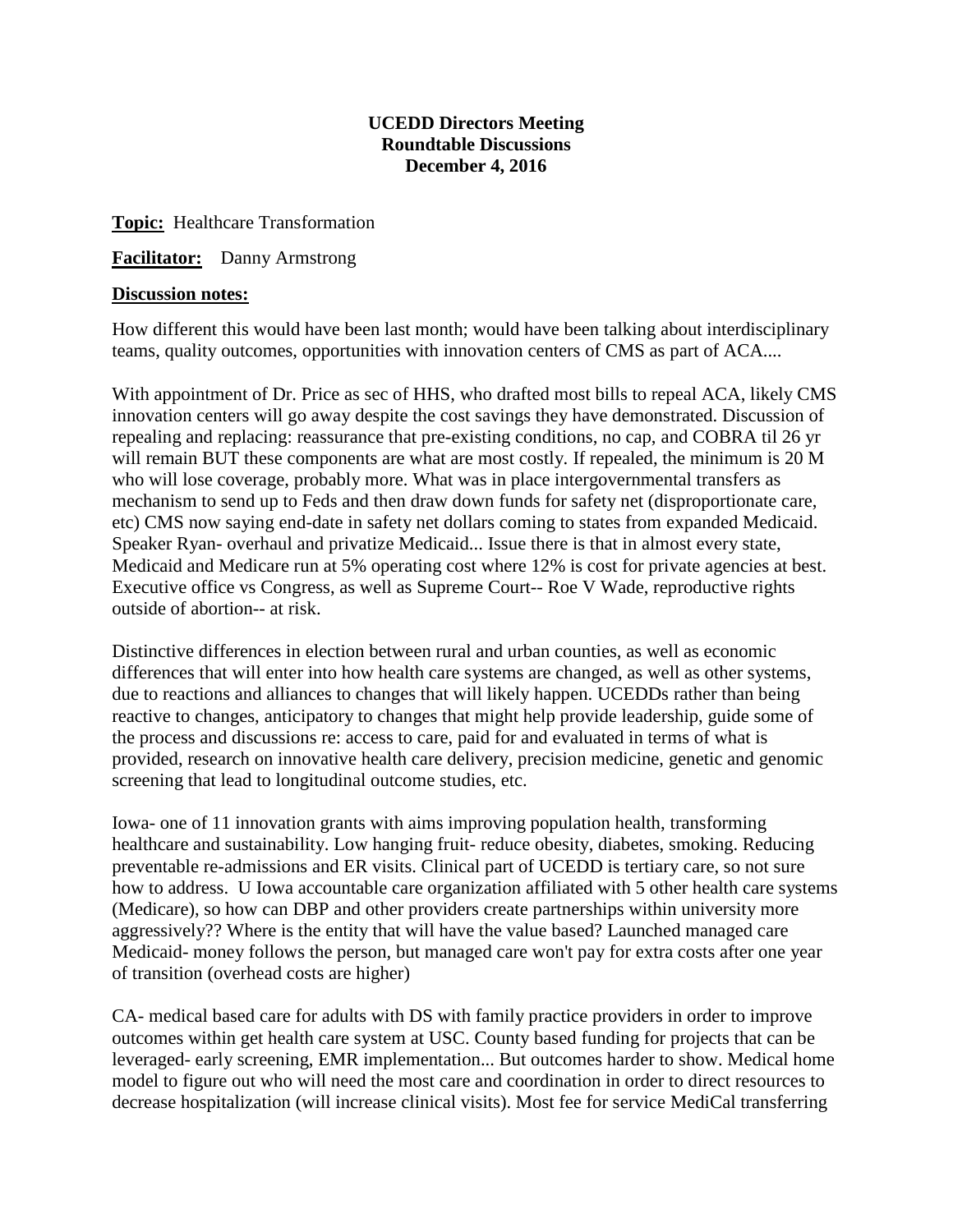**UCEDD Directors Meeting**
**Roundtable Discussions**
**December 4, 2016**

**Topic:** Healthcare Transformation

**Facilitator:** Danny Armstrong

**Discussion notes:**

How different this would have been last month; would have been talking about interdisciplinary teams, quality outcomes, opportunities with innovation centers of CMS as part of ACA....

With appointment of Dr. Price as sec of HHS, who drafted most bills to repeal ACA, likely CMS innovation centers will go away despite the cost savings they have demonstrated. Discussion of repealing and replacing: reassurance that pre-existing conditions, no cap, and COBRA til 26 yr will remain BUT these components are what are most costly. If repealed, the minimum is 20 M who will lose coverage, probably more. What was in place intergovernmental transfers as mechanism to send up to Feds and then draw down funds for safety net (disproportionate care, etc) CMS now saying end-date in safety net dollars coming to states from expanded Medicaid. Speaker Ryan- overhaul and privatize Medicaid... Issue there is that in almost every state, Medicaid and Medicare run at 5% operating cost where 12% is cost for private agencies at best. Executive office vs Congress, as well as Supreme Court-- Roe V Wade, reproductive rights outside of abortion-- at risk.

Distinctive differences in election between rural and urban counties, as well as economic differences that will enter into how health care systems are changed, as well as other systems, due to reactions and alliances to changes that will likely happen. UCEDDs rather than being reactive to changes, anticipatory to changes that might help provide leadership, guide some of the process and discussions re: access to care, paid for and evaluated in terms of what is provided, research on innovative health care delivery, precision medicine, genetic and genomic screening that lead to longitudinal outcome studies, etc.

Iowa- one of 11 innovation grants with aims improving population health, transforming healthcare and sustainability. Low hanging fruit- reduce obesity, diabetes, smoking. Reducing preventable re-admissions and ER visits. Clinical part of UCEDD is tertiary care, so not sure how to address. U Iowa accountable care organization affiliated with 5 other health care systems (Medicare), so how can DBP and other providers create partnerships within university more aggressively?? Where is the entity that will have the value based? Launched managed care Medicaid- money follows the person, but managed care won't pay for extra costs after one year of transition (overhead costs are higher)

CA- medical based care for adults with DS with family practice providers in order to improve outcomes within get health care system at USC. County based funding for projects that can be leveraged- early screening, EMR implementation... But outcomes harder to show. Medical home model to figure out who will need the most care and coordination in order to direct resources to decrease hospitalization (will increase clinical visits). Most fee for service MediCal transferring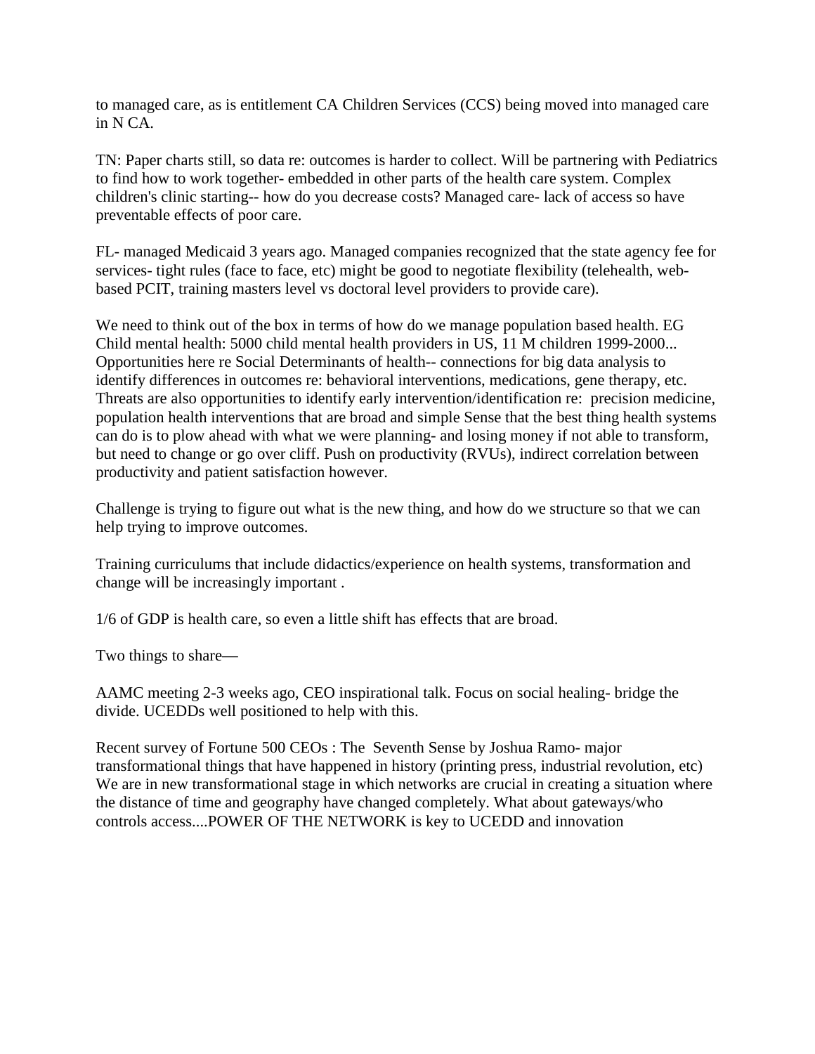to managed care, as is entitlement CA Children Services (CCS) being moved into managed care in N CA.

TN: Paper charts still, so data re: outcomes is harder to collect. Will be partnering with Pediatrics to find how to work together- embedded in other parts of the health care system. Complex children's clinic starting-- how do you decrease costs? Managed care- lack of access so have preventable effects of poor care.

FL- managed Medicaid 3 years ago. Managed companies recognized that the state agency fee for services- tight rules (face to face, etc) might be good to negotiate flexibility (telehealth, web-based PCIT, training masters level vs doctoral level providers to provide care).

We need to think out of the box in terms of how do we manage population based health. EG Child mental health: 5000 child mental health providers in US, 11 M children 1999-2000... Opportunities here re Social Determinants of health-- connections for big data analysis to identify differences in outcomes re: behavioral interventions, medications, gene therapy, etc. Threats are also opportunities to identify early intervention/identification re: precision medicine, population health interventions that are broad and simple Sense that the best thing health systems can do is to plow ahead with what we were planning- and losing money if not able to transform, but need to change or go over cliff. Push on productivity (RVUs), indirect correlation between productivity and patient satisfaction however.

Challenge is trying to figure out what is the new thing, and how do we structure so that we can help trying to improve outcomes.

Training curriculums that include didactics/experience on health systems, transformation and change will be increasingly important .

1/6 of GDP is health care, so even a little shift has effects that are broad.

Two things to share—

AAMC meeting 2-3 weeks ago, CEO inspirational talk. Focus on social healing- bridge the divide. UCEDDs well positioned to help with this.

Recent survey of Fortune 500 CEOs : The Seventh Sense by Joshua Ramo- major transformational things that have happened in history (printing press, industrial revolution, etc) We are in new transformational stage in which networks are crucial in creating a situation where the distance of time and geography have changed completely. What about gateways/who controls access....POWER OF THE NETWORK is key to UCEDD and innovation